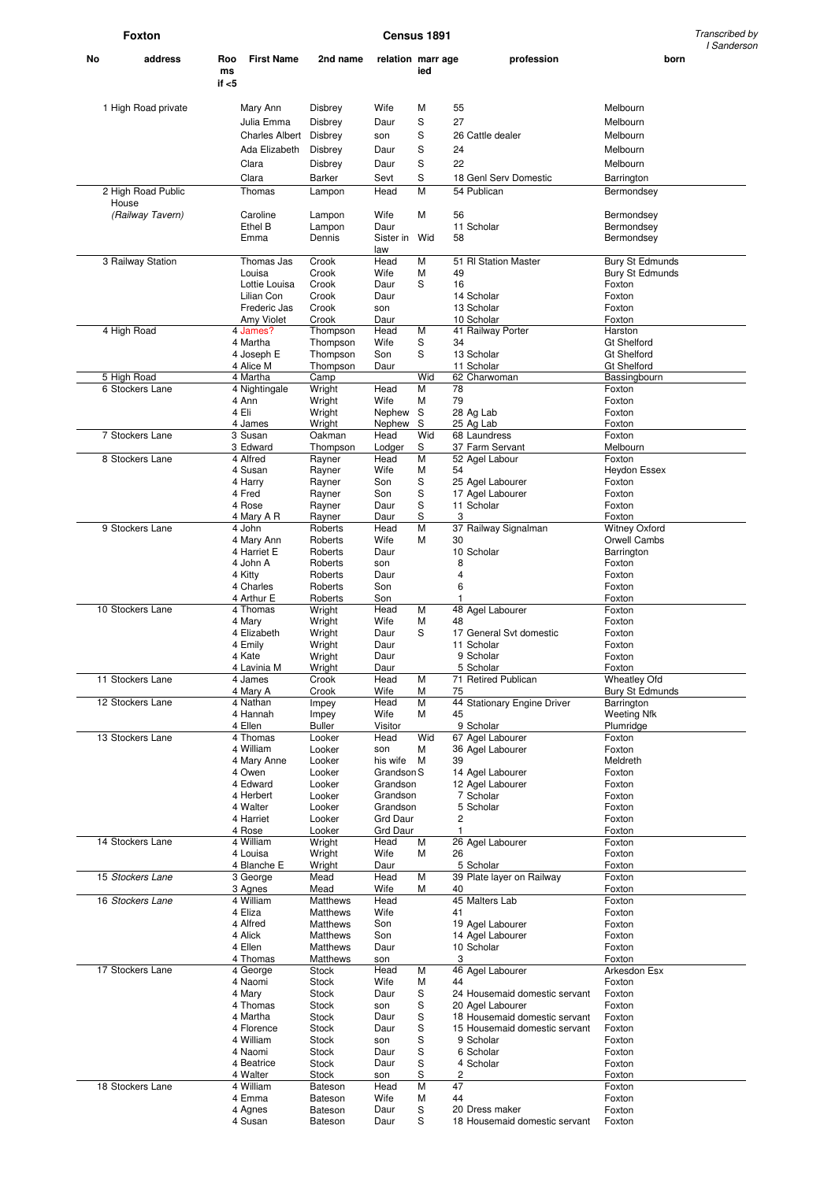**Foxton** **Census 1891** *Transcribed by I Sanderson*

| No | address | Rooms if <5 | First Name | 2nd name | relation | married | age | profession | born |
|---|---|---|---|---|---|---|---|---|---|
| 1 | High Road private | | Mary Ann | Disbrey | Wife | M | 55 | | Melbourn |
| | | | Julia Emma | Disbrey | Daur | S | 27 | | Melbourn |
| | | | Charles Albert | Disbrey | son | S | 26 | Cattle dealer | Melbourn |
| | | | Ada Elizabeth | Disbrey | Daur | S | 24 | | Melbourn |
| | | | Clara | Disbrey | Daur | S | 22 | | Melbourn |
| | | | Clara | Barker | Sevt | S | 18 | Genl Serv Domestic | Barrington |
| 2 | High Road Public House | | Thomas | Lampon | Head | M | 54 | Publican | Bermondsey |
| | *(Railway Tavern)* | | Caroline | Lampon | Wife | M | 56 | | Bermondsey |
| | | | Ethel B | Lampon | Daur | | 11 | Scholar | Bermondsey |
| | | | Emma | Dennis | Sister in law | Wid | 58 | | Bermondsey |
| 3 | Railway Station | | Thomas Jas | Crook | Head | M | 51 | Rl Station Master | Bury St Edmunds |
| | | | Louisa | Crook | Wife | M | 49 | | Bury St Edmunds |
| | | | Lottie Louisa | Crook | Daur | S | 16 | | Foxton |
| | | | Lilian Con | Crook | Daur | | 14 | Scholar | Foxton |
| | | | Frederic Jas | Crook | son | | 13 | Scholar | Foxton |
| | | | Amy Violet | Crook | Daur | | 10 | Scholar | Foxton |
| 4 | High Road | 4 | James? | Thompson | Head | M | 41 | Railway Porter | Harston |
| | | 4 | Martha | Thompson | Wife | S | 34 | | Gt Shelford |
| | | 4 | Joseph E | Thompson | Son | S | 13 | Scholar | Gt Shelford |
| | | 4 | Alice M | Thompson | Daur | | 11 | Scholar | Gt Shelford |
| 5 | High Road | 4 | Martha | Camp | | Wid | 62 | Charwoman | Bassingbourn |
| 6 | Stockers Lane | 4 | Nightingale | Wright | Head | M | 78 | | Foxton |
| | | 4 | Ann | Wright | Wife | M | 79 | | Foxton |
| | | 4 | Eli | Wright | Nephew | S | 28 | Ag Lab | Foxton |
| | | 4 | James | Wright | Nephew | S | 25 | Ag Lab | Foxton |
| 7 | Stockers Lane | 3 | Susan | Oakman | Head | Wid | 68 | Laundress | Foxton |
| | | 3 | Edward | Thompson | Lodger | S | 37 | Farm Servant | Melbourn |
| 8 | Stockers Lane | 4 | Alfred | Rayner | Head | M | 52 | Agel Labour | Foxton |
| | | 4 | Susan | Rayner | Wife | M | 54 | | Heydon Essex |
| | | 4 | Harry | Rayner | Son | S | 25 | Agel Labourer | Foxton |
| | | 4 | Fred | Rayner | Son | S | 17 | Agel Labourer | Foxton |
| | | 4 | Rose | Rayner | Daur | S | 11 | Scholar | Foxton |
| | | 4 | Mary A R | Rayner | Daur | S | 3 | | Foxton |
| 9 | Stockers Lane | 4 | John | Roberts | Head | M | 37 | Railway Signalman | Witney Oxford |
| | | 4 | Mary Ann | Roberts | Wife | M | 30 | | Orwell Cambs |
| | | 4 | Harriet E | Roberts | Daur | | 10 | Scholar | Barrington |
| | | 4 | John A | Roberts | son | | 8 | | Foxton |
| | | 4 | Kitty | Roberts | Daur | | 4 | | Foxton |
| | | 4 | Charles | Roberts | Son | | 6 | | Foxton |
| | | 4 | Arthur E | Roberts | Son | | 1 | | Foxton |
| 10 | Stockers Lane | 4 | Thomas | Wright | Head | M | 48 | Agel Labourer | Foxton |
| | | 4 | Mary | Wright | Wife | M | 48 | | Foxton |
| | | 4 | Elizabeth | Wright | Daur | S | 17 | General Svt domestic | Foxton |
| | | 4 | Emily | Wright | Daur | | 11 | Scholar | Foxton |
| | | 4 | Kate | Wright | Daur | | 9 | Scholar | Foxton |
| | | 4 | Lavinia M | Wright | Daur | | 5 | Scholar | Foxton |
| 11 | Stockers Lane | 4 | James | Crook | Head | M | 71 | Retired Publican | Wheatley Ofd |
| | | 4 | Mary A | Crook | Wife | M | 75 | | Bury St Edmunds |
| 12 | Stockers Lane | 4 | Nathan | Impey | Head | M | 44 | Stationary Engine Driver | Barrington |
| | | 4 | Hannah | Impey | Wife | M | 45 | | Weeting Nfk |
| | | 4 | Ellen | Buller | Visitor | | 9 | Scholar | Plumridge |
| 13 | Stockers Lane | 4 | Thomas | Looker | Head | Wid | 67 | Agel Labourer | Foxton |
| | | 4 | William | Looker | son | M | 36 | Agel Labourer | Foxton |
| | | 4 | Mary Anne | Looker | his wife | M | 39 | | Meldreth |
| | | 4 | Owen | Looker | Grandson | S | 14 | Agel Labourer | Foxton |
| | | 4 | Edward | Looker | Grandson | | 12 | Agel Labourer | Foxton |
| | | 4 | Herbert | Looker | Grandson | | 7 | Scholar | Foxton |
| | | 4 | Walter | Looker | Grandson | | 5 | Scholar | Foxton |
| | | 4 | Harriet | Looker | Grd Daur | | 2 | | Foxton |
| | | 4 | Rose | Looker | Grd Daur | | 1 | | Foxton |
| 14 | Stockers Lane | 4 | William | Wright | Head | M | 26 | Agel Labourer | Foxton |
| | | 4 | Louisa | Wright | Wife | M | 26 | | Foxton |
| | | 4 | Blanche E | Wright | Daur | | 5 | Scholar | Foxton |
| 15 | *Stockers Lane* | 3 | George | Mead | Head | M | 39 | Plate layer on Railway | Foxton |
| | | 3 | Agnes | Mead | Wife | M | 40 | | Foxton |
| 16 | *Stockers Lane* | 4 | William | Matthews | Head | | 45 | Malters Lab | Foxton |
| | | 4 | Eliza | Matthews | Wife | | 41 | | Foxton |
| | | 4 | Alfred | Matthews | Son | | 19 | Agel Labourer | Foxton |
| | | 4 | Alick | Matthews | Son | | 14 | Agel Labourer | Foxton |
| | | 4 | Ellen | Matthews | Daur | | 10 | Scholar | Foxton |
| | | 4 | Thomas | Matthews | son | | 3 | | Foxton |
| 17 | Stockers Lane | 4 | George | Stock | Head | M | 46 | Agel Labourer | Arkesdon Esx |
| | | 4 | Naomi | Stock | Wife | M | 44 | | Foxton |
| | | 4 | Mary | Stock | Daur | S | 24 | Housemaid domestic servant | Foxton |
| | | 4 | Thomas | Stock | son | S | 20 | Agel Labourer | Foxton |
| | | 4 | Martha | Stock | Daur | S | 18 | Housemaid domestic servant | Foxton |
| | | 4 | Florence | Stock | Daur | S | 15 | Housemaid domestic servant | Foxton |
| | | 4 | William | Stock | son | S | 9 | Scholar | Foxton |
| | | 4 | Naomi | Stock | Daur | S | 6 | Scholar | Foxton |
| | | 4 | Beatrice | Stock | Daur | S | 4 | Scholar | Foxton |
| | | 4 | Walter | Stock | son | S | 2 | | Foxton |
| 18 | Stockers Lane | 4 | William | Bateson | Head | M | 47 | | Foxton |
| | | 4 | Emma | Bateson | Wife | M | 44 | | Foxton |
| | | 4 | Agnes | Bateson | Daur | S | 20 | Dress maker | Foxton |
| | | 4 | Susan | Bateson | Daur | S | 18 | Housemaid domestic servant | Foxton |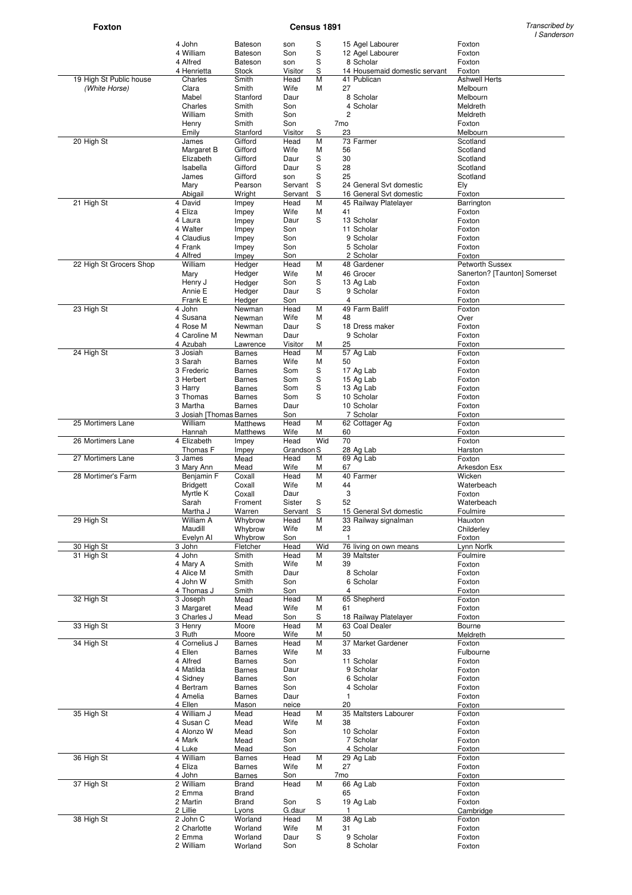| Address | | Forename | Surname | Relation | Cond | Age | Occupation | Birthplace |
|---|---|---|---|---|---|---|---|---|
| | 4 | John | Bateson | son | S | 15 | Agel Labourer | Foxton |
| | 4 | William | Bateson | Son | S | 12 | Agel Labourer | Foxton |
| | 4 | Alfred | Bateson | son | S | 8 | Scholar | Foxton |
| | 4 | Henrietta | Stock | Visitor | S | 14 | Housemaid domestic servant | Foxton |
| 19 High St Public house | | Charles | Smith | Head | M | 41 | Publican | Ashwell Herts |
| *(White Horse)* | | Clara | Smith | Wife | M | 27 | | Melbourn |
| | | Mabel | Stanford | Daur | | 8 | Scholar | Melbourn |
| | | Charles | Smith | Son | | 4 | Scholar | Meldreth |
| | | William | Smith | Son | | 2 | | Meldreth |
| | | Henry | Smith | Son | | 7mo | | Foxton |
| | | Emily | Stanford | Visitor | S | 23 | | Melbourn |
| 20 High St | | James | Gifford | Head | M | 73 | Farmer | Scotland |
| | | Margaret B | Gifford | Wife | M | 56 | | Scotland |
| | | Elizabeth | Gifford | Daur | S | 30 | | Scotland |
| | | Isabella | Gifford | Daur | S | 28 | | Scotland |
| | | James | Gifford | son | S | 25 | | Scotland |
| | | Mary | Pearson | Servant | S | 24 | General Svt domestic | Ely |
| | | Abigail | Wright | Servant | S | 16 | General Svt domestic | Foxton |
| 21 High St | 4 | David | Impey | Head | M | 45 | Railway Platelayer | Barrington |
| | 4 | Eliza | Impey | Wife | M | 41 | | Foxton |
| | 4 | Laura | Impey | Daur | S | 13 | Scholar | Foxton |
| | 4 | Walter | Impey | Son | | 11 | Scholar | Foxton |
| | 4 | Claudius | Impey | Son | | 9 | Scholar | Foxton |
| | 4 | Frank | Impey | Son | | 5 | Scholar | Foxton |
| | 4 | Alfred | Impey | Son | | 2 | Scholar | Foxton |
| 22 High St Grocers Shop | | William | Hedger | Head | M | 48 | Gardener | Petworth Sussex |
| | | Mary | Hedger | Wife | M | 46 | Grocer | Sanerton? [Taunton] Somerset |
| | | Henry J | Hedger | Son | S | 13 | Ag Lab | Foxton |
| | | Annie E | Hedger | Daur | S | 9 | Scholar | Foxton |
| | | Frank E | Hedger | Son | | 4 | | Foxton |
| 23 High St | 4 | John | Newman | Head | M | 49 | Farm Baliff | Foxton |
| | 4 | Susana | Newman | Wife | M | 48 | | Over |
| | 4 | Rose M | Newman | Daur | S | 18 | Dress maker | Foxton |
| | 4 | Caroline M | Newman | Daur | | 9 | Scholar | Foxton |
| | 4 | Azubah | Lawrence | Visitor | M | 25 | | Foxton |
| 24 High St | 3 | Josiah | Barnes | Head | M | 57 | Ag Lab | Foxton |
| | 3 | Sarah | Barnes | Wife | M | 50 | | Foxton |
| | 3 | Frederic | Barnes | Som | S | 17 | Ag Lab | Foxton |
| | 3 | Herbert | Barnes | Som | S | 15 | Ag Lab | Foxton |
| | 3 | Harry | Barnes | Som | S | 13 | Ag Lab | Foxton |
| | 3 | Thomas | Barnes | Som | S | 10 | Scholar | Foxton |
| | 3 | Martha | Barnes | Daur | | 10 | Scholar | Foxton |
| | 3 | Josiah [Thomas | Barnes | Son | | 7 | Scholar | Foxton |
| 25 Mortimers Lane | | William | Matthews | Head | M | 62 | Cottager Ag | Foxton |
| | | Hannah | Matthews | Wife | M | 60 | | Foxton |
| 26 Mortimers Lane | 4 | Elizabeth | Impey | Head | Wid | 70 | | Foxton |
| | | Thomas F | Impey | Grandson | S | 28 | Ag Lab | Harston |
| 27 Mortimers Lane | 3 | James | Mead | Head | M | 69 | Ag Lab | Foxton |
| | 3 | Mary Ann | Mead | Wife | M | 67 | | Arkesdon Esx |
| 28 Mortimer's Farm | | Benjamin F | Coxall | Head | M | 40 | Farmer | Wicken |
| | | Bridgett | Coxall | Wife | M | 44 | | Waterbeach |
| | | Myrtle K | Coxall | Daur | | 3 | | Foxton |
| | | Sarah | Froment | Sister | S | 52 | | Waterbeach |
| | | Martha J | Warren | Servant | S | 15 | General Svt domestic | Foulmire |
| 29 High St | | William A | Whybrow | Head | M | 33 | Railway signalman | Hauxton |
| | | Maudill | Whybrow | Wife | M | 23 | | Childerley |
| | | Evelyn Al | Whybrow | Son | | 1 | | Foxton |
| 30 High St | 3 | John | Fletcher | Head | Wid | 76 | living on own means | Lynn Norfk |
| 31 High St | 4 | John | Smith | Head | M | 39 | Maltster | Foulmire |
| | 4 | Mary A | Smith | Wife | M | 39 | | Foxton |
| | 4 | Alice M | Smith | Daur | | 8 | Scholar | Foxton |
| | 4 | John W | Smith | Son | | 6 | Scholar | Foxton |
| | 4 | Thomas J | Smith | Son | | 4 | | Foxton |
| 32 High St | 3 | Joseph | Mead | Head | M | 65 | Shepherd | Foxton |
| | 3 | Margaret | Mead | Wife | M | 61 | | Foxton |
| | 3 | Charles J | Mead | Son | S | 18 | Railway Platelayer | Foxton |
| 33 High St | 3 | Henry | Moore | Head | M | 63 | Coal Dealer | Bourne |
| | 3 | Ruth | Moore | Wife | M | 50 | | Meldreth |
| 34 High St | 4 | Cornelius J | Barnes | Head | M | 37 | Market Gardener | Foxton |
| | 4 | Ellen | Barnes | Wife | M | 33 | | Fulbourne |
| | 4 | Alfred | Barnes | Son | | 11 | Scholar | Foxton |
| | 4 | Matilda | Barnes | Daur | | 9 | Scholar | Foxton |
| | 4 | Sidney | Barnes | Son | | 6 | Scholar | Foxton |
| | 4 | Bertram | Barnes | Son | | 4 | Scholar | Foxton |
| | 4 | Amelia | Barnes | Daur | | 1 | | Foxton |
| | 4 | Ellen | Mason | neice | | 20 | | Foxton |
| 35 High St | 4 | William J | Mead | Head | M | 35 | Maltsters Labourer | Foxton |
| | 4 | Susan C | Mead | Wife | M | 38 | | Foxton |
| | 4 | Alonzo W | Mead | Son | | 10 | Scholar | Foxton |
| | 4 | Mark | Mead | Son | | 7 | Scholar | Foxton |
| | 4 | Luke | Mead | Son | | 4 | Scholar | Foxton |
| 36 High St | 4 | William | Barnes | Head | M | 29 | Ag Lab | Foxton |
| | 4 | Eliza | Barnes | Wife | M | 27 | | Foxton |
| | 4 | John | Barnes | Son | | 7mo | | Foxton |
| 37 High St | 2 | William | Brand | Head | M | 66 | Ag Lab | Foxton |
| | 2 | Emma | Brand | | | 65 | | Foxton |
| | 2 | Martin | Brand | Son | S | 19 | Ag Lab | Foxton |
| | 2 | Lillie | Lyons | G.daur | | 1 | | Cambridge |
| 38 High St | 2 | John C | Worland | Head | M | 38 | Ag Lab | Foxton |
| | 2 | Charlotte | Worland | Wife | M | 31 | | Foxton |
| | 2 | Emma | Worland | Daur | S | 9 | Scholar | Foxton |
| | 2 | William | Worland | Son | | 8 | Scholar | Foxton |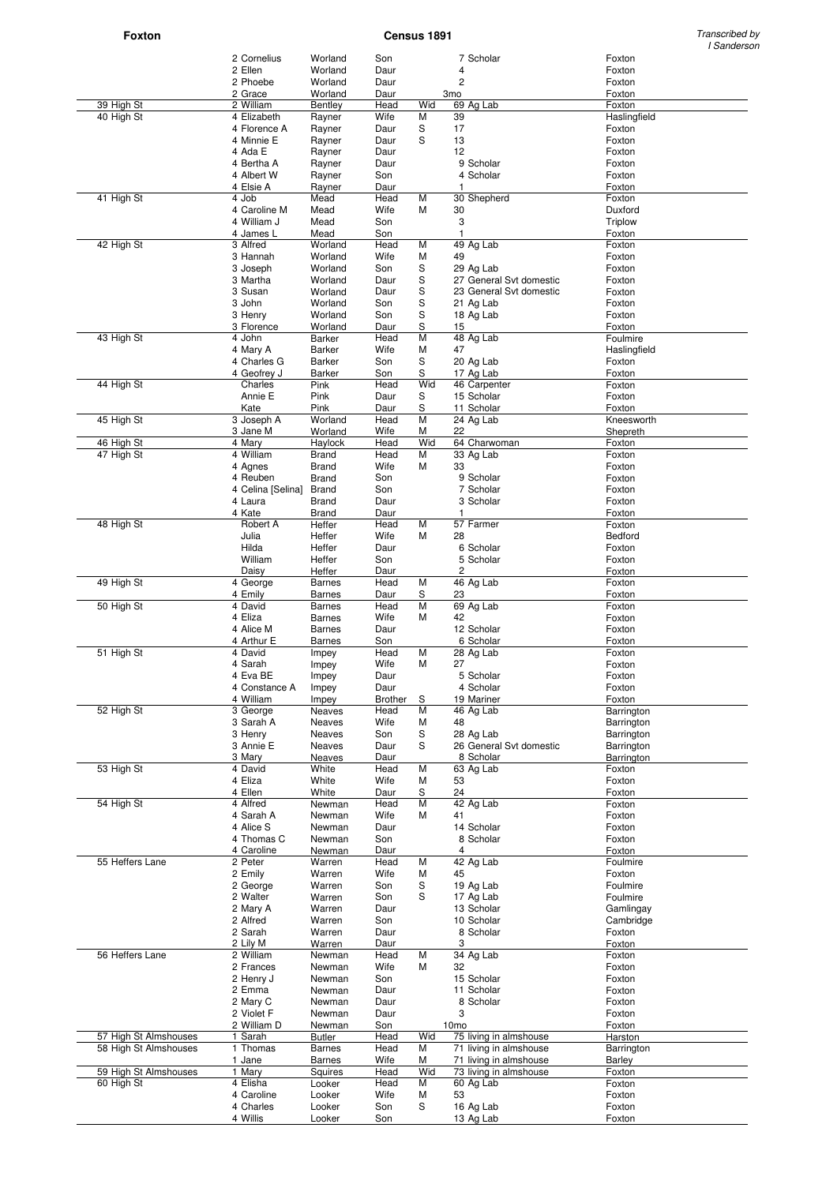| Address | | Forename | Surname | Relation | Cond | Age Occupation | Birthplace |
|---|---|---|---|---|---|---|---|
| | 2 | Cornelius | Worland | Son | | 7 Scholar | Foxton |
| | 2 | Ellen | Worland | Daur | | 4 | Foxton |
| | 2 | Phoebe | Worland | Daur | | 2 | Foxton |
| | 2 | Grace | Worland | Daur | | 3mo | Foxton |
| 39 High St | 2 | William | Bentley | Head | Wid | 69 Ag Lab | Foxton |
| 40 High St | 4 | Elizabeth | Rayner | Wife | M | 39 | Haslingfield |
| | 4 | Florence A | Rayner | Daur | S | 17 | Foxton |
| | 4 | Minnie E | Rayner | Daur | S | 13 | Foxton |
| | 4 | Ada E | Rayner | Daur | | 12 | Foxton |
| | 4 | Bertha A | Rayner | Daur | | 9 Scholar | Foxton |
| | 4 | Albert W | Rayner | Son | | 4 Scholar | Foxton |
| | 4 | Elsie A | Rayner | Daur | | 1 | Foxton |
| 41 High St | 4 | Job | Mead | Head | M | 30 Shepherd | Foxton |
| | 4 | Caroline M | Mead | Wife | M | 30 | Duxford |
| | 4 | William J | Mead | Son | | 3 | Triplow |
| | 4 | James L | Mead | Son | | 1 | Foxton |
| 42 High St | 3 | Alfred | Worland | Head | M | 49 Ag Lab | Foxton |
| | 3 | Hannah | Worland | Wife | M | 49 | Foxton |
| | 3 | Joseph | Worland | Son | S | 29 Ag Lab | Foxton |
| | 3 | Martha | Worland | Daur | S | 27 General Svt domestic | Foxton |
| | 3 | Susan | Worland | Daur | S | 23 General Svt domestic | Foxton |
| | 3 | John | Worland | Son | S | 21 Ag Lab | Foxton |
| | 3 | Henry | Worland | Son | S | 18 Ag Lab | Foxton |
| | 3 | Florence | Worland | Daur | S | 15 | Foxton |
| 43 High St | 4 | John | Barker | Head | M | 48 Ag Lab | Foulmire |
| | 4 | Mary A | Barker | Wife | M | 47 | Haslingfield |
| | 4 | Charles G | Barker | Son | S | 20 Ag Lab | Foxton |
| | 4 | Geofrey J | Barker | Son | S | 17 Ag Lab | Foxton |
| 44 High St | | Charles | Pink | Head | Wid | 46 Carpenter | Foxton |
| | | Annie E | Pink | Daur | S | 15 Scholar | Foxton |
| | | Kate | Pink | Daur | S | 11 Scholar | Foxton |
| 45 High St | 3 | Joseph A | Worland | Head | M | 24 Ag Lab | Kneesworth |
| | 3 | Jane M | Worland | Wife | M | 22 | Shepreth |
| 46 High St | 4 | Mary | Haylock | Head | Wid | 64 Charwoman | Foxton |
| 47 High St | 4 | William | Brand | Head | M | 33 Ag Lab | Foxton |
| | 4 | Agnes | Brand | Wife | M | 33 | Foxton |
| | 4 | Reuben | Brand | Son | | 9 Scholar | Foxton |
| | 4 | Celina [Selina] | Brand | Son | | 7 Scholar | Foxton |
| | 4 | Laura | Brand | Daur | | 3 Scholar | Foxton |
| | 4 | Kate | Brand | Daur | | 1 | Foxton |
| 48 High St | | Robert A | Heffer | Head | M | 57 Farmer | Foxton |
| | | Julia | Heffer | Wife | M | 28 | Bedford |
| | | Hilda | Heffer | Daur | | 6 Scholar | Foxton |
| | | William | Heffer | Son | | 5 Scholar | Foxton |
| | | Daisy | Heffer | Daur | | 2 | Foxton |
| 49 High St | 4 | George | Barnes | Head | M | 46 Ag Lab | Foxton |
| | 4 | Emily | Barnes | Daur | S | 23 | Foxton |
| 50 High St | 4 | David | Barnes | Head | M | 69 Ag Lab | Foxton |
| | 4 | Eliza | Barnes | Wife | M | 42 | Foxton |
| | 4 | Alice M | Barnes | Daur | | 12 Scholar | Foxton |
| | 4 | Arthur E | Barnes | Son | | 6 Scholar | Foxton |
| 51 High St | 4 | David | Impey | Head | M | 28 Ag Lab | Foxton |
| | 4 | Sarah | Impey | Wife | M | 27 | Foxton |
| | 4 | Eva BE | Impey | Daur | | 5 Scholar | Foxton |
| | 4 | Constance A | Impey | Daur | | 4 Scholar | Foxton |
| | 4 | William | Impey | Brother | S | 19 Mariner | Foxton |
| 52 High St | 3 | George | Neaves | Head | M | 46 Ag Lab | Barrington |
| | 3 | Sarah A | Neaves | Wife | M | 48 | Barrington |
| | 3 | Henry | Neaves | Son | S | 28 Ag Lab | Barrington |
| | 3 | Annie E | Neaves | Daur | S | 26 General Svt domestic | Barrington |
| | 3 | Mary | Neaves | Daur | | 8 Scholar | Barrington |
| 53 High St | 4 | David | White | Head | M | 63 Ag Lab | Foxton |
| | 4 | Eliza | White | Wife | M | 53 | Foxton |
| | 4 | Ellen | White | Daur | S | 24 | Foxton |
| 54 High St | 4 | Alfred | Newman | Head | M | 42 Ag Lab | Foxton |
| | 4 | Sarah A | Newman | Wife | M | 41 | Foxton |
| | 4 | Alice S | Newman | Daur | | 14 Scholar | Foxton |
| | 4 | Thomas C | Newman | Son | | 8 Scholar | Foxton |
| | 4 | Caroline | Newman | Daur | | 4 | Foxton |
| 55 Heffers Lane | 2 | Peter | Warren | Head | M | 42 Ag Lab | Foulmire |
| | 2 | Emily | Warren | Wife | M | 45 | Foxton |
| | 2 | George | Warren | Son | S | 19 Ag Lab | Foulmire |
| | 2 | Walter | Warren | Son | S | 17 Ag Lab | Foulmire |
| | 2 | Mary A | Warren | Daur | | 13 Scholar | Gamlingay |
| | 2 | Alfred | Warren | Son | | 10 Scholar | Cambridge |
| | 2 | Sarah | Warren | Daur | | 8 Scholar | Foxton |
| | 2 | Lily M | Warren | Daur | | 3 | Foxton |
| 56 Heffers Lane | 2 | William | Newman | Head | M | 34 Ag Lab | Foxton |
| | 2 | Frances | Newman | Wife | M | 32 | Foxton |
| | 2 | Henry J | Newman | Son | | 15 Scholar | Foxton |
| | 2 | Emma | Newman | Daur | | 11 Scholar | Foxton |
| | 2 | Mary C | Newman | Daur | | 8 Scholar | Foxton |
| | 2 | Violet F | Newman | Daur | | 3 | Foxton |
| | 2 | William D | Newman | Son | | 10mo | Foxton |
| 57 High St Almshouses | 1 | Sarah | Butler | Head | Wid | 75 living in almshouse | Harston |
| 58 High St Almshouses | 1 | Thomas | Barnes | Head | M | 71 living in almshouse | Barrington |
| | 1 | Jane | Barnes | Wife | M | 71 living in almshouse | Barley |
| 59 High St Almshouses | 1 | Mary | Squires | Head | Wid | 73 living in almshouse | Foxton |
| 60 High St | 4 | Elisha | Looker | Head | M | 60 Ag Lab | Foxton |
| | 4 | Caroline | Looker | Wife | M | 53 | Foxton |
| | 4 | Charles | Looker | Son | S | 16 Ag Lab | Foxton |
| | 4 | Willis | Looker | Son | | 13 Ag Lab | Foxton |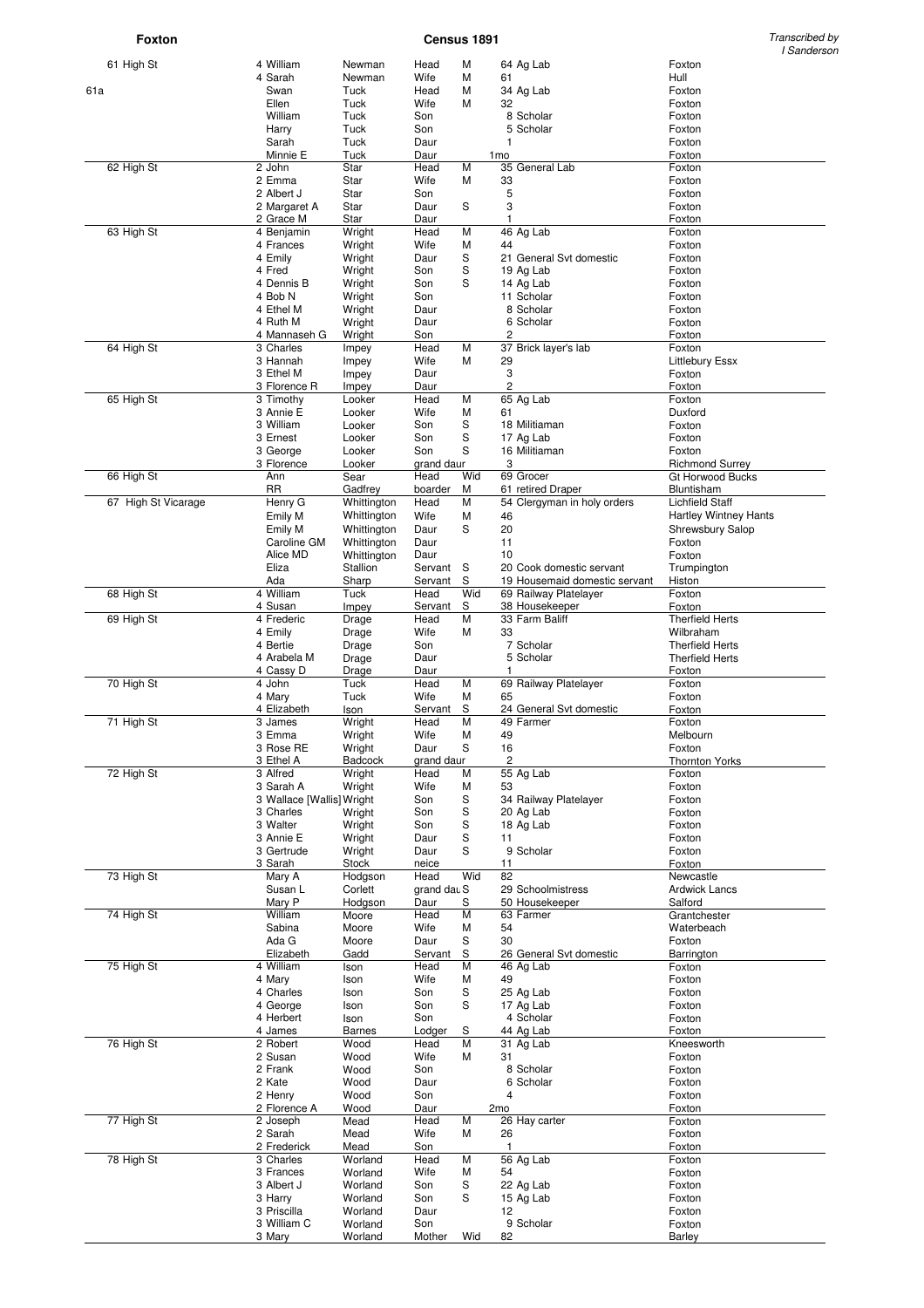| Address | | Forename | Surname | Relation | Status | Age Occupation | Birthplace |
|---|---|---|---|---|---|---|---|
| 61 High St | 4 | William | Newman | Head | M | 64 Ag Lab | Foxton |
| | 4 | Sarah | Newman | Wife | M | 61 | Hull |
| 61a | | Swan | Tuck | Head | M | 34 Ag Lab | Foxton |
| | | Ellen | Tuck | Wife | M | 32 | Foxton |
| | | William | Tuck | Son | | 8 Scholar | Foxton |
| | | Harry | Tuck | Son | | 5 Scholar | Foxton |
| | | Sarah | Tuck | Daur | | 1 | Foxton |
| | | Minnie E | Tuck | Daur | | 1mo | Foxton |
| 62 High St | 2 | John | Star | Head | M | 35 General Lab | Foxton |
| | 2 | Emma | Star | Wife | M | 33 | Foxton |
| | 2 | Albert J | Star | Son | | 5 | Foxton |
| | 2 | Margaret A | Star | Daur | S | 3 | Foxton |
| | 2 | Grace M | Star | Daur | | 1 | Foxton |
| 63 High St | 4 | Benjamin | Wright | Head | M | 46 Ag Lab | Foxton |
| | 4 | Frances | Wright | Wife | M | 44 | Foxton |
| | 4 | Emily | Wright | Daur | S | 21 General Svt domestic | Foxton |
| | 4 | Fred | Wright | Son | S | 19 Ag Lab | Foxton |
| | 4 | Dennis B | Wright | Son | S | 14 Ag Lab | Foxton |
| | 4 | Bob N | Wright | Son | | 11 Scholar | Foxton |
| | 4 | Ethel M | Wright | Daur | | 8 Scholar | Foxton |
| | 4 | Ruth M | Wright | Daur | | 6 Scholar | Foxton |
| | 4 | Mannaseh G | Wright | Son | | 2 | Foxton |
| 64 High St | 3 | Charles | Impey | Head | M | 37 Brick layer's lab | Foxton |
| | 3 | Hannah | Impey | Wife | M | 29 | Littlebury Essx |
| | 3 | Ethel M | Impey | Daur | | 3 | Foxton |
| | 3 | Florence R | Impey | Daur | | 2 | Foxton |
| 65 High St | 3 | Timothy | Looker | Head | M | 65 Ag Lab | Foxton |
| | 3 | Annie E | Looker | Wife | M | 61 | Duxford |
| | 3 | William | Looker | Son | S | 18 Militiaman | Foxton |
| | 3 | Ernest | Looker | Son | S | 17 Ag Lab | Foxton |
| | 3 | George | Looker | Son | S | 16 Militiaman | Foxton |
| | 3 | Florence | Looker | grand daur | | 3 | Richmond Surrey |
| 66 High St | | Ann | Sear | Head | Wid | 69 Grocer | Gt Horwood Bucks |
| | | RR | Gadfrey | boarder | M | 61 retired Draper | Bluntisham |
| 67 High St Vicarage | | Henry G | Whittington | Head | M | 54 Clergyman in holy orders | Lichfield Staff |
| | | Emily M | Whittington | Wife | M | 46 | Hartley Wintney Hants |
| | | Emily M | Whittington | Daur | S | 20 | Shrewsbury Salop |
| | | Caroline GM | Whittington | Daur | | 11 | Foxton |
| | | Alice MD | Whittington | Daur | | 10 | Foxton |
| | | Eliza | Stallion | Servant | S | 20 Cook domestic servant | Trumpington |
| | | Ada | Sharp | Servant | S | 19 Housemaid domestic servant | Histon |
| 68 High St | 4 | William | Tuck | Head | Wid | 69 Railway Platelayer | Foxton |
| | 4 | Susan | Impey | Servant | S | 38 Housekeeper | Foxton |
| 69 High St | 4 | Frederic | Drage | Head | M | 33 Farm Baliff | Therfield Herts |
| | 4 | Emily | Drage | Wife | M | 33 | Wilbraham |
| | 4 | Bertie | Drage | Son | | 7 Scholar | Therfield Herts |
| | 4 | Arabela M | Drage | Daur | | 5 Scholar | Therfield Herts |
| | 4 | Cassy D | Drage | Daur | | 1 | Foxton |
| 70 High St | 4 | John | Tuck | Head | M | 69 Railway Platelayer | Foxton |
| | 4 | Mary | Tuck | Wife | M | 65 | Foxton |
| | 4 | Elizabeth | Ison | Servant | S | 24 General Svt domestic | Foxton |
| 71 High St | 3 | James | Wright | Head | M | 49 Farmer | Foxton |
| | 3 | Emma | Wright | Wife | M | 49 | Melbourn |
| | 3 | Rose RE | Wright | Daur | S | 16 | Foxton |
| | 3 | Ethel A | Badcock | grand daur | | 2 | Thornton Yorks |
| 72 High St | 3 | Alfred | Wright | Head | M | 55 Ag Lab | Foxton |
| | 3 | Sarah A | Wright | Wife | M | 53 | Foxton |
| | 3 | Wallace [Wallis] | Wright | Son | S | 34 Railway Platelayer | Foxton |
| | 3 | Charles | Wright | Son | S | 20 Ag Lab | Foxton |
| | 3 | Walter | Wright | Son | S | 18 Ag Lab | Foxton |
| | 3 | Annie E | Wright | Daur | S | 11 | Foxton |
| | 3 | Gertrude | Wright | Daur | S | 9 Scholar | Foxton |
| | 3 | Sarah | Stock | neice | | 11 | Foxton |
| 73 High St | | Mary A | Hodgson | Head | Wid | 82 | Newcastle |
| | | Susan L | Corlett | grand dau | S | 29 Schoolmistress | Ardwick Lancs |
| | | Mary P | Hodgson | Daur | S | 50 Housekeeper | Salford |
| 74 High St | | William | Moore | Head | M | 63 Farmer | Grantchester |
| | | Sabina | Moore | Wife | M | 54 | Waterbeach |
| | | Ada G | Moore | Daur | S | 30 | Foxton |
| | | Elizabeth | Gadd | Servant | S | 26 General Svt domestic | Barrington |
| 75 High St | 4 | William | Ison | Head | M | 46 Ag Lab | Foxton |
| | 4 | Mary | Ison | Wife | M | 49 | Foxton |
| | 4 | Charles | Ison | Son | S | 25 Ag Lab | Foxton |
| | 4 | George | Ison | Son | S | 17 Ag Lab | Foxton |
| | 4 | Herbert | Ison | Son | | 4 Scholar | Foxton |
| | 4 | James | Barnes | Lodger | S | 44 Ag Lab | Foxton |
| 76 High St | 2 | Robert | Wood | Head | M | 31 Ag Lab | Kneesworth |
| | 2 | Susan | Wood | Wife | M | 31 | Foxton |
| | 2 | Frank | Wood | Son | | 8 Scholar | Foxton |
| | 2 | Kate | Wood | Daur | | 6 Scholar | Foxton |
| | 2 | Henry | Wood | Son | | 4 | Foxton |
| | 2 | Florence A | Wood | Daur | | 2mo | Foxton |
| 77 High St | 2 | Joseph | Mead | Head | M | 26 Hay carter | Foxton |
| | 2 | Sarah | Mead | Wife | M | 26 | Foxton |
| | 2 | Frederick | Mead | Son | | 1 | Foxton |
| 78 High St | 3 | Charles | Worland | Head | M | 56 Ag Lab | Foxton |
| | 3 | Frances | Worland | Wife | M | 54 | Foxton |
| | 3 | Albert J | Worland | Son | S | 22 Ag Lab | Foxton |
| | 3 | Harry | Worland | Son | S | 15 Ag Lab | Foxton |
| | 3 | Priscilla | Worland | Daur | | 12 | Foxton |
| | 3 | William C | Worland | Son | | 9 Scholar | Foxton |
| | 3 | Mary | Worland | Mother | Wid | 82 | Barley |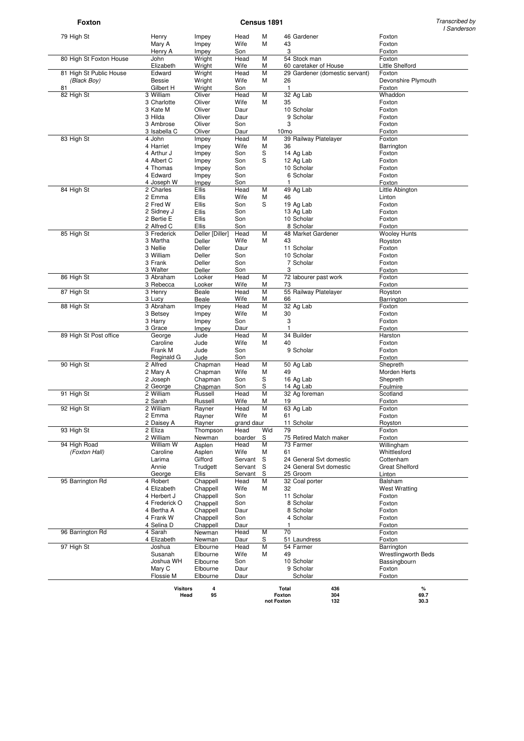**Foxton** **Census 1891** *Transcribed by I Sanderson*

| | | | | | | |
|---|---|---|---|---|---|---|
| 79 High St | Henry | Impey | Head | M | 46 Gardener | Foxton |
| | Mary A | Impey | Wife | M | 43 | Foxton |
| | Henry A | Impey | Son | | 3 | Foxton |
| 80 High St Foxton House | John | Wright | Head | M | 54 Stock man | Foxton |
| | Elizabeth | Wright | Wife | M | 60 caretaker of House | Little Shelford |
| 81 High St Public House | Edward | Wright | Head | M | 29 Gardener (domestic servant) | Foxton |
| *(Black Boy)* | Bessie | Wright | Wife | M | 26 | Devonshire Plymouth |
| 81 | Gilbert H | Wright | Son | | 1 | Foxton |
| 82 High St | 3 William | Oliver | Head | M | 32 Ag Lab | Whaddon |
| | 3 Charlotte | Oliver | Wife | M | 35 | Foxton |
| | 3 Kate M | Oliver | Daur | | 10 Scholar | Foxton |
| | 3 Hilda | Oliver | Daur | | 9 Scholar | Foxton |
| | 3 Ambrose | Oliver | Son | | 3 | Foxton |
| | 3 Isabella C | Oliver | Daur | | 10mo | Foxton |
| 83 High St | 4 John | Impey | Head | M | 39 Railway Platelayer | Foxton |
| | 4 Harriet | Impey | Wife | M | 36 | Barrington |
| | 4 Arthur J | Impey | Son | S | 14 Ag Lab | Foxton |
| | 4 Albert C | Impey | Son | S | 12 Ag Lab | Foxton |
| | 4 Thomas | Impey | Son | | 10 Scholar | Foxton |
| | 4 Edward | Impey | Son | | 6 Scholar | Foxton |
| | 4 Joseph W | Impey | Son | | 1 | Foxton |
| 84 High St | 2 Charles | Ellis | Head | M | 49 Ag Lab | Little Abington |
| | 2 Emma | Ellis | Wife | M | 46 | Linton |
| | 2 Fred W | Ellis | Son | S | 19 Ag Lab | Foxton |
| | 2 Sidney J | Ellis | Son | | 13 Ag Lab | Foxton |
| | 2 Bertie E | Ellis | Son | | 10 Scholar | Foxton |
| | 2 Alfred C | Ellis | Son | | 8 Scholar | Foxton |
| 85 High St | 3 Frederick | Deller [Diller] | Head | M | 48 Market Gardener | Wooley Hunts |
| | 3 Martha | Deller | Wife | M | 43 | Royston |
| | 3 Nellie | Deller | Daur | | 11 Scholar | Foxton |
| | 3 William | Deller | Son | | 10 Scholar | Foxton |
| | 3 Frank | Deller | Son | | 7 Scholar | Foxton |
| | 3 Walter | Deller | Son | | 3 | Foxton |
| 86 High St | 3 Abraham | Looker | Head | M | 72 labourer past work | Foxton |
| | 3 Rebecca | Looker | Wife | M | 73 | Foxton |
| 87 High St | 3 Henry | Beale | Head | M | 55 Railway Platelayer | Royston |
| | 3 Lucy | Beale | Wife | M | 66 | Barrington |
| 88 High St | 3 Abraham | Impey | Head | M | 32 Ag Lab | Foxton |
| | 3 Betsey | Impey | Wife | M | 30 | Foxton |
| | 3 Harry | Impey | Son | | 3 | Foxton |
| | 3 Grace | Impey | Daur | | 1 | Foxton |
| 89 High St Post office | George | Jude | Head | M | 34 Builder | Harston |
| | Caroline | Jude | Wife | M | 40 | Foxton |
| | Frank M | Jude | Son | | 9 Scholar | Foxton |
| | Reginald G | Jude | Son | | | Foxton |
| 90 High St | 2 Alfred | Chapman | Head | M | 50 Ag Lab | Shepreth |
| | 2 Mary A | Chapman | Wife | M | 49 | Morden Herts |
| | 2 Joseph | Chapman | Son | S | 16 Ag Lab | Shepreth |
| | 2 George | Chapman | Son | S | 14 Ag Lab | Foulmire |
| 91 High St | 2 William | Russell | Head | M | 32 Ag foreman | Scotland |
| | 2 Sarah | Russell | Wife | M | 19 | Foxton |
| 92 High St | 2 William | Rayner | Head | M | 63 Ag Lab | Foxton |
| | 2 Emma | Rayner | Wife | M | 61 | Foxton |
| | 2 Daisey A | Rayner | grand daur | | 11 Scholar | Royston |
| 93 High St | 2 Eliza | Thompson | Head | Wid | 79 | Foxton |
| | 2 William | Newman | boarder | S | 75 Retired Match maker | Foxton |
| 94 High Road | William W | Asplen | Head | M | 73 Farmer | Willingham |
| *(Foxton Hall)* | Caroline | Asplen | Wife | M | 61 | Whittlesford |
| | Larima | Gifford | Servant | S | 24 General Svt domestic | Cottenham |
| | Annie | Trudgett | Servant | S | 24 General Svt domestic | Great Shelford |
| | George | Ellis | Servant | S | 25 Groom | Linton |
| 95 Barrington Rd | 4 Robert | Chappell | Head | M | 32 Coal porter | Balsham |
| | 4 Elizabeth | Chappell | Wife | M | 32 | West Wratting |
| | 4 Herbert J | Chappell | Son | | 11 Scholar | Foxton |
| | 4 Frederick O | Chappell | Son | | 8 Scholar | Foxton |
| | 4 Bertha A | Chappell | Daur | | 8 Scholar | Foxton |
| | 4 Frank W | Chappell | Son | | 4 Scholar | Foxton |
| | 4 Selina D | Chappell | Daur | | 1 | Foxton |
| 96 Barrington Rd | 4 Sarah | Newman | Head | M | 70 | Foxton |
| | 4 Elizabeth | Newman | Daur | S | 51 Laundress | Foxton |
| 97 High St | Joshua | Elbourne | Head | M | 54 Farmer | Barrington |
| | Susanah | Elbourne | Wife | M | 49 | Wrestlingworth Beds |
| | Joshua WH | Elbourne | Son | | 10 Scholar | Bassingbourn |
| | Mary C | Elbourne | Daur | | 9 Scholar | Foxton |
| | Flossie M | Elbourne | Daur | | Scholar | Foxton |

| | | | | |
|---|---|---|---|---|
| **Visitors** | **4** | **Total** | **436** | **%** |
| **Head** | **95** | **Foxton** | **304** | **69.7** |
| | | **not Foxton** | **132** | **30.3** |